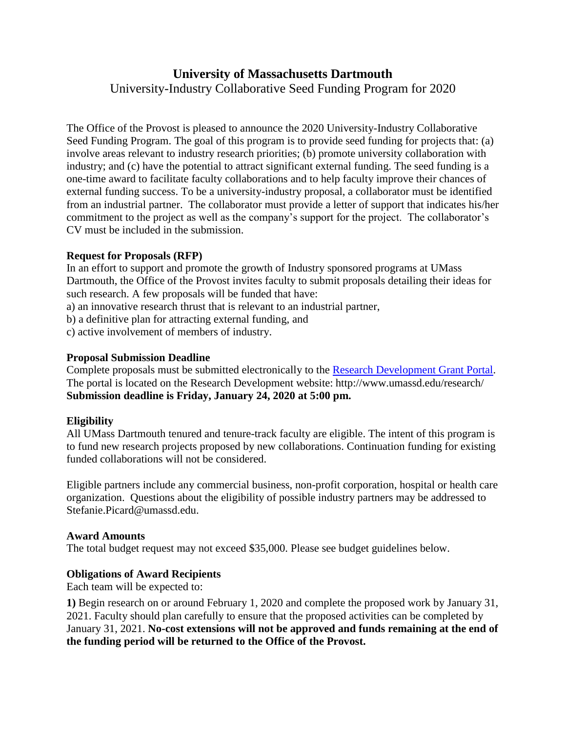# University of Massachusetts Dartmouth

## University-Industry Collaborative Seed Funding Program for 2020

The Office of the Provost is pleased to announce the 2020 University-Industry Collaborative Seed Funding Program. The goal of this program is to provide seed funding for projects that: (a) involve areas relevant to industry research priorities; (b) promote university collaboration with industry; and (c) have the potential to attract significant external funding. The seed funding is a one-time award to facilitate faculty collaborations and to help faculty improve their chances of external funding success. To be a university-industry proposal, a collaborator must be identified from an industrial partner. The collaborator must provide a letter of support that indicates his/her commitment to the project as well as the company's support for the project. The collaborator's CV must be included in the submission.

**Request for Proposals (RFP)**

In an effort to support and promote the growth of Industry sponsored programs at UMass Dartmouth, the Office of the Provost invites faculty to submit proposals detailing their ideas for such research. A few proposals will be funded that have:

a) an innovative research thrust that is relevant to an industrial partner,

b) a definitive plan for attracting external funding, and

c) active involvement of members of industry.

**Proposal Submission Deadline**

Complete proposals must be submitted electronically to the Research Development Grant Portal. The portal is located on the Research Development website: http://www.umassd.edu/research/
**Submission deadline is Friday, January 24, 2020 at 5:00 pm.**

**Eligibility**

All UMass Dartmouth tenured and tenure-track faculty are eligible. The intent of this program is to fund new research projects proposed by new collaborations. Continuation funding for existing funded collaborations will not be considered.

Eligible partners include any commercial business, non-profit corporation, hospital or health care organization. Questions about the eligibility of possible industry partners may be addressed to Stefanie.Picard@umassd.edu.

**Award Amounts**

The total budget request may not exceed $35,000. Please see budget guidelines below.

**Obligations of Award Recipients**

Each team will be expected to:

**1)** Begin research on or around February 1, 2020 and complete the proposed work by January 31, 2021. Faculty should plan carefully to ensure that the proposed activities can be completed by January 31, 2021. **No-cost extensions will not be approved and funds remaining at the end of the funding period will be returned to the Office of the Provost.**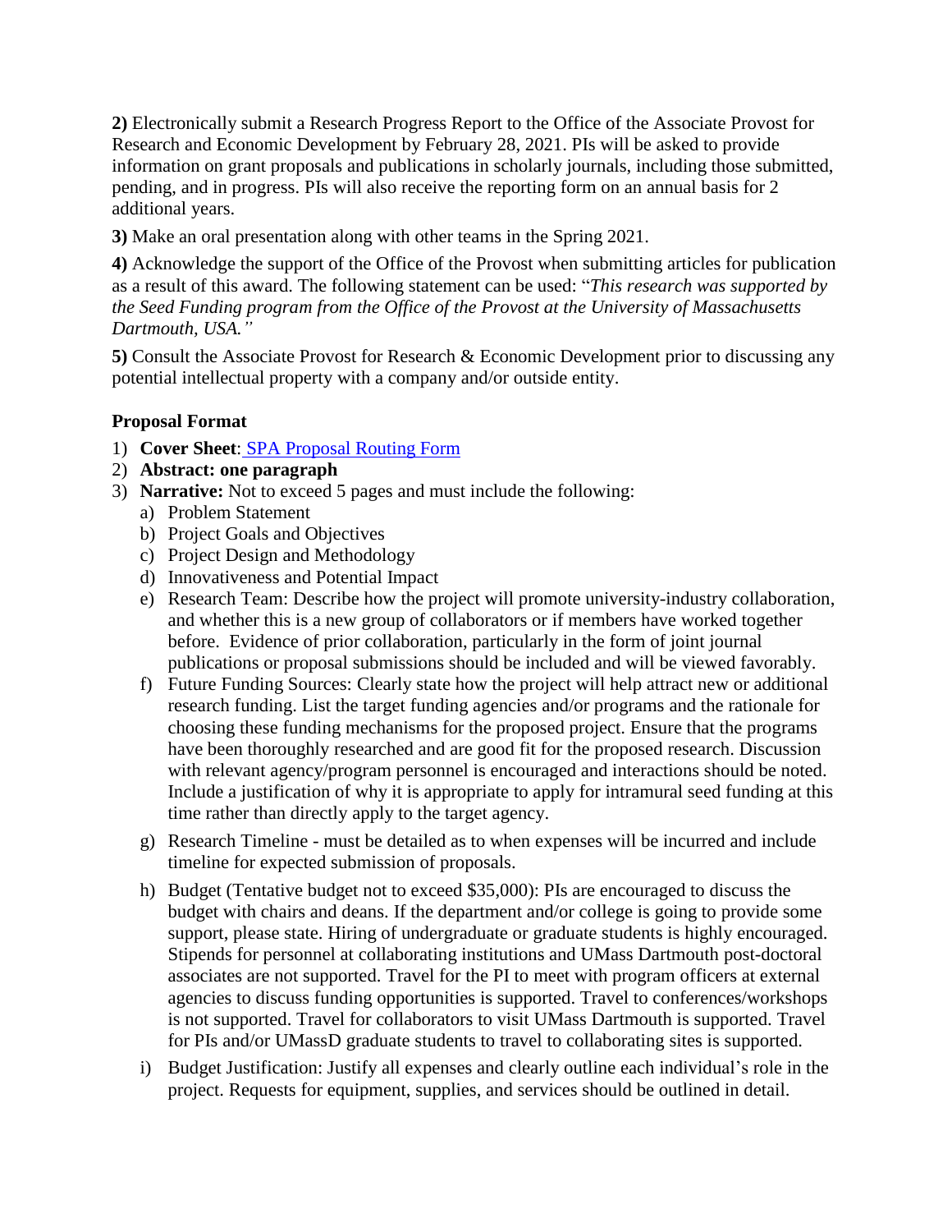**2)** Electronically submit a Research Progress Report to the Office of the Associate Provost for Research and Economic Development by February 28, 2021. PIs will be asked to provide information on grant proposals and publications in scholarly journals, including those submitted, pending, and in progress. PIs will also receive the reporting form on an annual basis for 2 additional years.

**3)** Make an oral presentation along with other teams in the Spring 2021.

**4)** Acknowledge the support of the Office of the Provost when submitting articles for publication as a result of this award. The following statement can be used: "*This research was supported by the Seed Funding program from the Office of the Provost at the University of Massachusetts Dartmouth, USA.*"

**5)** Consult the Associate Provost for Research & Economic Development prior to discussing any potential intellectual property with a company and/or outside entity.

**Proposal Format**

1) **Cover Sheet**: SPA Proposal Routing Form
2) **Abstract: one paragraph**
3) **Narrative:** Not to exceed 5 pages and must include the following:
   a) Problem Statement
   b) Project Goals and Objectives
   c) Project Design and Methodology
   d) Innovativeness and Potential Impact
   e) Research Team: Describe how the project will promote university-industry collaboration, and whether this is a new group of collaborators or if members have worked together before. Evidence of prior collaboration, particularly in the form of joint journal publications or proposal submissions should be included and will be viewed favorably.
   f) Future Funding Sources: Clearly state how the project will help attract new or additional research funding. List the target funding agencies and/or programs and the rationale for choosing these funding mechanisms for the proposed project. Ensure that the programs have been thoroughly researched and are good fit for the proposed research. Discussion with relevant agency/program personnel is encouraged and interactions should be noted. Include a justification of why it is appropriate to apply for intramural seed funding at this time rather than directly apply to the target agency.
   g) Research Timeline - must be detailed as to when expenses will be incurred and include timeline for expected submission of proposals.
   h) Budget (Tentative budget not to exceed $35,000): PIs are encouraged to discuss the budget with chairs and deans. If the department and/or college is going to provide some support, please state. Hiring of undergraduate or graduate students is highly encouraged. Stipends for personnel at collaborating institutions and UMass Dartmouth post-doctoral associates are not supported. Travel for the PI to meet with program officers at external agencies to discuss funding opportunities is supported. Travel to conferences/workshops is not supported. Travel for collaborators to visit UMass Dartmouth is supported. Travel for PIs and/or UMassD graduate students to travel to collaborating sites is supported.
   i) Budget Justification: Justify all expenses and clearly outline each individual's role in the project. Requests for equipment, supplies, and services should be outlined in detail.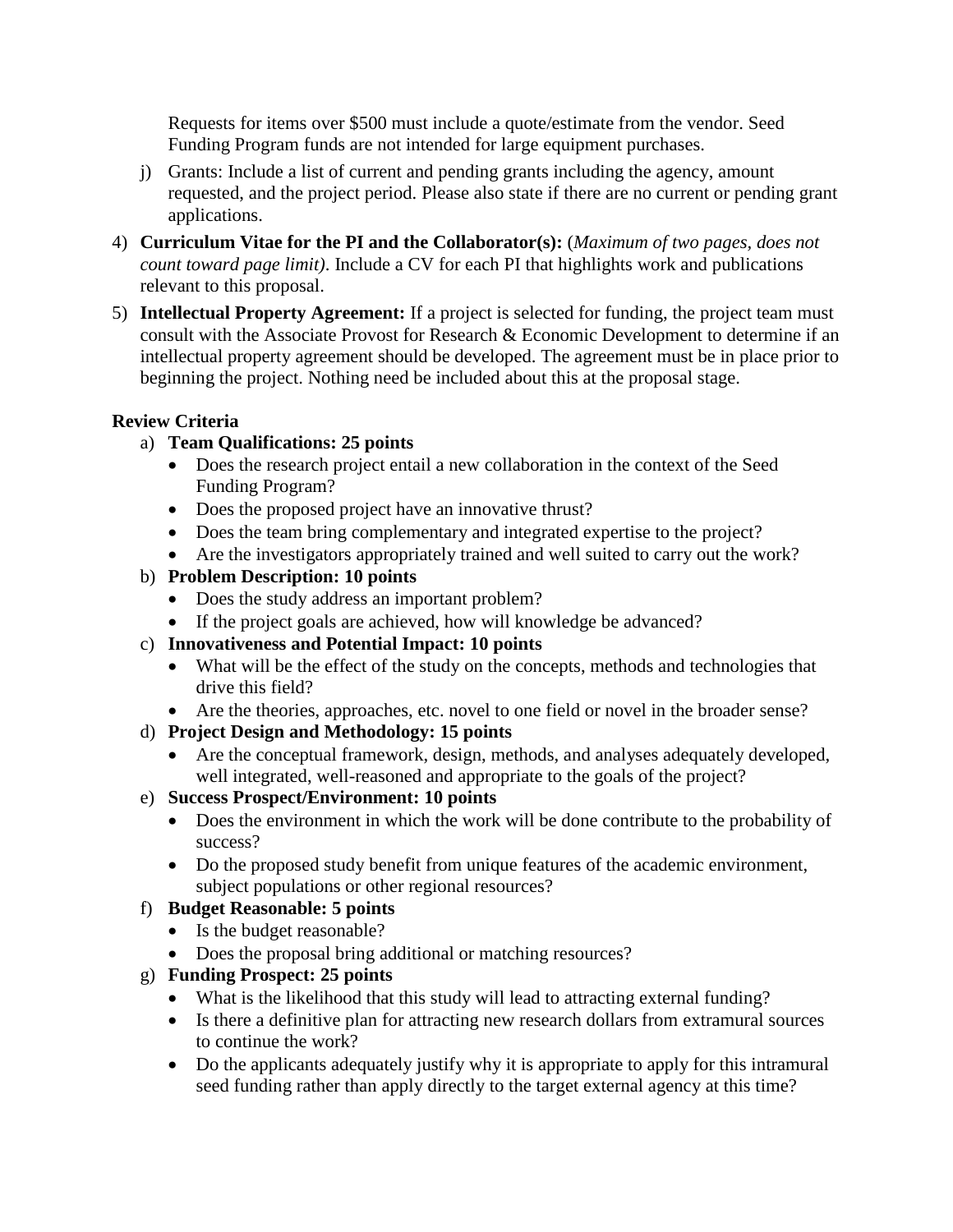Requests for items over $500 must include a quote/estimate from the vendor. Seed Funding Program funds are not intended for large equipment purchases.

j) Grants: Include a list of current and pending grants including the agency, amount requested, and the project period. Please also state if there are no current or pending grant applications.

4) **Curriculum Vitae for the PI and the Collaborator(s):** (*Maximum of two pages, does not count toward page limit)*. Include a CV for each PI that highlights work and publications relevant to this proposal.

5) **Intellectual Property Agreement:** If a project is selected for funding, the project team must consult with the Associate Provost for Research & Economic Development to determine if an intellectual property agreement should be developed. The agreement must be in place prior to beginning the project. Nothing need be included about this at the proposal stage.

**Review Criteria**

a) **Team Qualifications: 25 points**
   - Does the research project entail a new collaboration in the context of the Seed Funding Program?
   - Does the proposed project have an innovative thrust?
   - Does the team bring complementary and integrated expertise to the project?
   - Are the investigators appropriately trained and well suited to carry out the work?

b) **Problem Description: 10 points**
   - Does the study address an important problem?
   - If the project goals are achieved, how will knowledge be advanced?

c) **Innovativeness and Potential Impact: 10 points**
   - What will be the effect of the study on the concepts, methods and technologies that drive this field?
   - Are the theories, approaches, etc. novel to one field or novel in the broader sense?

d) **Project Design and Methodology: 15 points**
   - Are the conceptual framework, design, methods, and analyses adequately developed, well integrated, well-reasoned and appropriate to the goals of the project?

e) **Success Prospect/Environment: 10 points**
   - Does the environment in which the work will be done contribute to the probability of success?
   - Do the proposed study benefit from unique features of the academic environment, subject populations or other regional resources?

f) **Budget Reasonable: 5 points**
   - Is the budget reasonable?
   - Does the proposal bring additional or matching resources?

g) **Funding Prospect: 25 points**
   - What is the likelihood that this study will lead to attracting external funding?
   - Is there a definitive plan for attracting new research dollars from extramural sources to continue the work?
   - Do the applicants adequately justify why it is appropriate to apply for this intramural seed funding rather than apply directly to the target external agency at this time?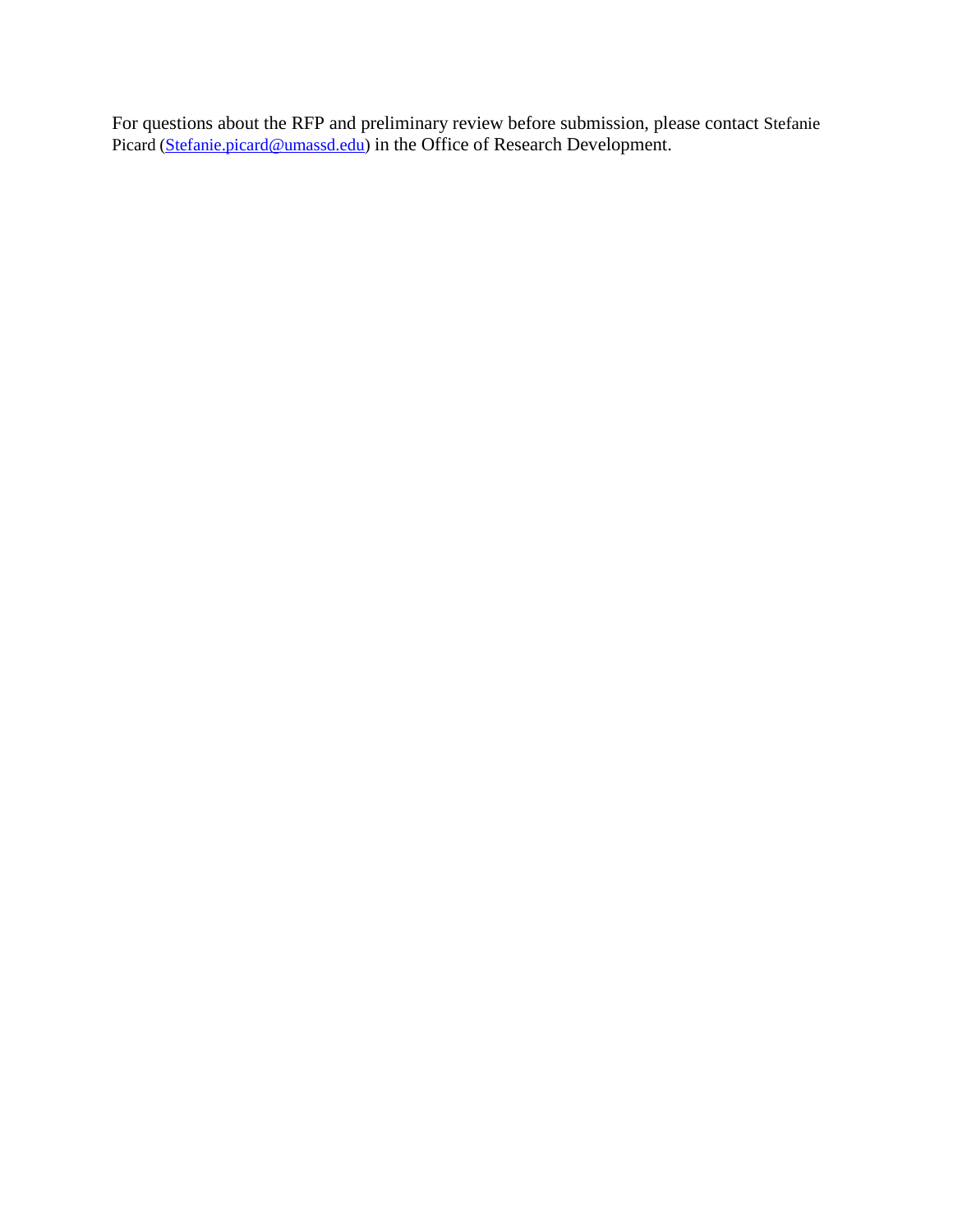For questions about the RFP and preliminary review before submission, please contact Stefanie Picard (Stefanie.picard@umassd.edu) in the Office of Research Development.